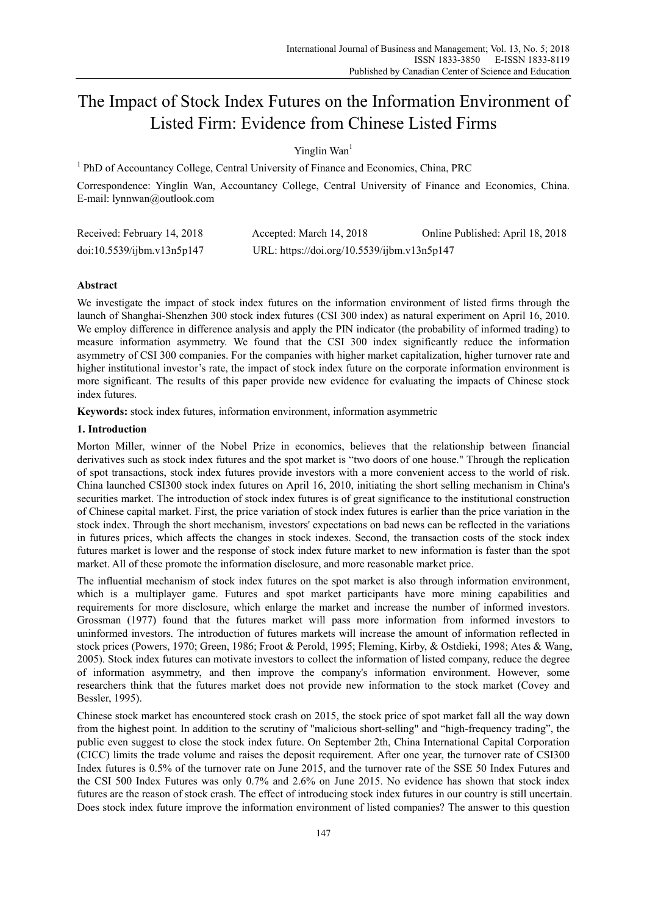# The Impact of Stock Index Futures on the Information Environment of Listed Firm: Evidence from Chinese Listed Firms

Yinglin Wan[1]

[1] PhD of Accountancy College, Central University of Finance and Economics, China, PRC

Correspondence: Yinglin Wan, Accountancy College, Central University of Finance and Economics, China. E-mail: lynnwan@outlook.com

Received: February 14, 2018 Accepted: March 14, 2018 Online Published: April 18, 2018

doi:10.5539/ijbm.v13n5p147 URL: https://doi.org/10.5539/ijbm.v13n5p147

## Abstract

We investigate the impact of stock index futures on the information environment of listed firms through the launch of Shanghai-Shenzhen 300 stock index futures (CSI 300 index) as natural experiment on April 16, 2010. We employ difference in difference analysis and apply the PIN indicator (the probability of informed trading) to measure information asymmetry. We found that the CSI 300 index significantly reduce the information asymmetry of CSI 300 companies. For the companies with higher market capitalization, higher turnover rate and higher institutional investor's rate, the impact of stock index future on the corporate information environment is more significant. The results of this paper provide new evidence for evaluating the impacts of Chinese stock index futures.

**Keywords:** stock index futures, information environment, information asymmetric

## 1. Introduction

Morton Miller, winner of the Nobel Prize in economics, believes that the relationship between financial derivatives such as stock index futures and the spot market is "two doors of one house." Through the replication of spot transactions, stock index futures provide investors with a more convenient access to the world of risk. China launched CSI300 stock index futures on April 16, 2010, initiating the short selling mechanism in China's securities market. The introduction of stock index futures is of great significance to the institutional construction of Chinese capital market. First, the price variation of stock index futures is earlier than the price variation in the stock index. Through the short mechanism, investors' expectations on bad news can be reflected in the variations in futures prices, which affects the changes in stock indexes. Second, the transaction costs of the stock index futures market is lower and the response of stock index future market to new information is faster than the spot market. All of these promote the information disclosure, and more reasonable market price.

The influential mechanism of stock index futures on the spot market is also through information environment, which is a multiplayer game. Futures and spot market participants have more mining capabilities and requirements for more disclosure, which enlarge the market and increase the number of informed investors. Grossman (1977) found that the futures market will pass more information from informed investors to uninformed investors. The introduction of futures markets will increase the amount of information reflected in stock prices (Powers, 1970; Green, 1986; Froot & Perold, 1995; Fleming, Kirby, & Ostdieki, 1998; Ates & Wang, 2005). Stock index futures can motivate investors to collect the information of listed company, reduce the degree of information asymmetry, and then improve the company's information environment. However, some researchers think that the futures market does not provide new information to the stock market (Covey and Bessler, 1995).

Chinese stock market has encountered stock crash on 2015, the stock price of spot market fall all the way down from the highest point. In addition to the scrutiny of "malicious short-selling" and "high-frequency trading", the public even suggest to close the stock index future. On September 2th, China International Capital Corporation (CICC) limits the trade volume and raises the deposit requirement. After one year, the turnover rate of CSI300 Index futures is 0.5% of the turnover rate on June 2015, and the turnover rate of the SSE 50 Index Futures and the CSI 500 Index Futures was only 0.7% and 2.6% on June 2015. No evidence has shown that stock index futures are the reason of stock crash. The effect of introducing stock index futures in our country is still uncertain. Does stock index future improve the information environment of listed companies? The answer to this question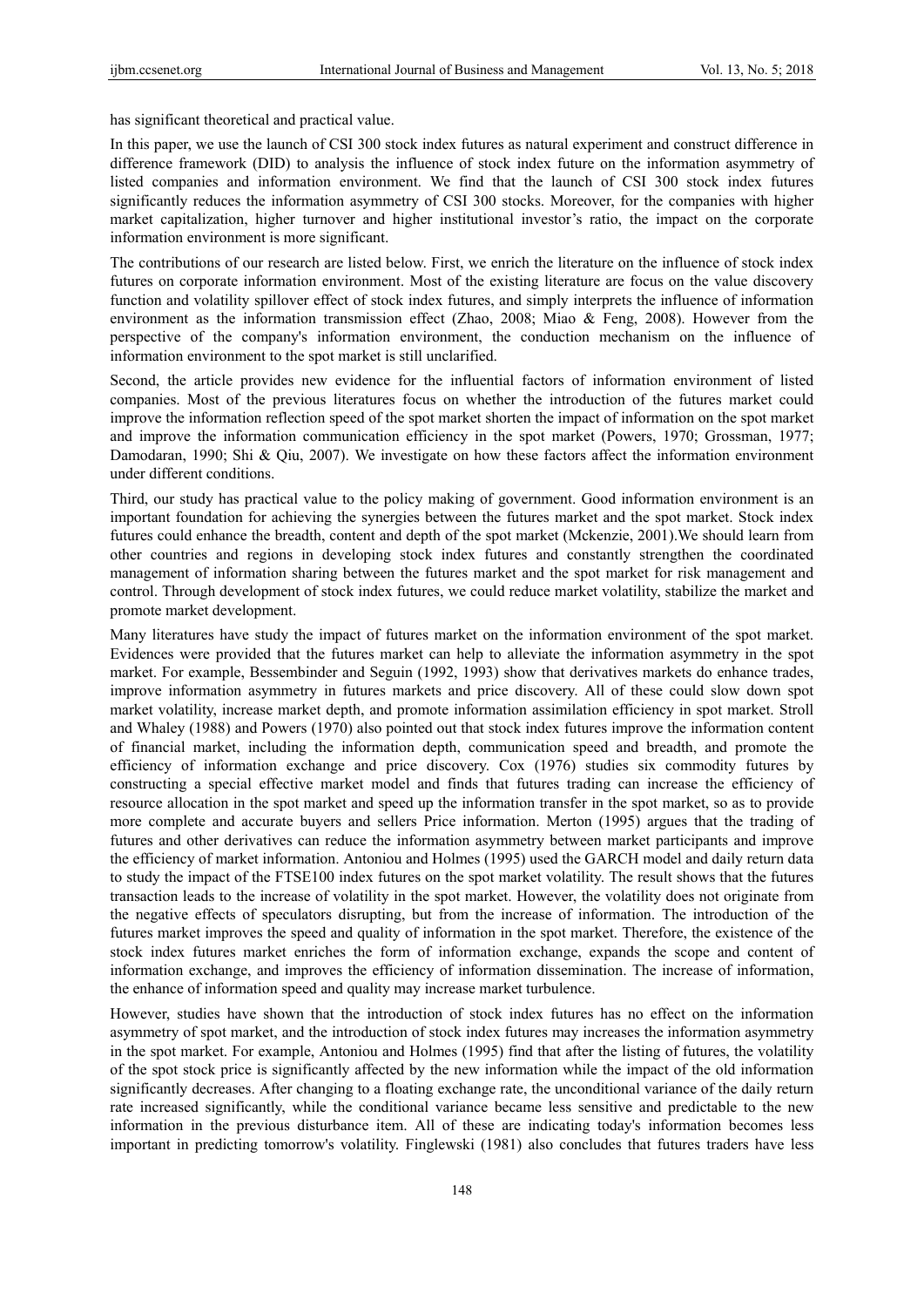has significant theoretical and practical value.

In this paper, we use the launch of CSI 300 stock index futures as natural experiment and construct difference in difference framework (DID) to analysis the influence of stock index future on the information asymmetry of listed companies and information environment. We find that the launch of CSI 300 stock index futures significantly reduces the information asymmetry of CSI 300 stocks. Moreover, for the companies with higher market capitalization, higher turnover and higher institutional investor's ratio, the impact on the corporate information environment is more significant.

The contributions of our research are listed below. First, we enrich the literature on the influence of stock index futures on corporate information environment. Most of the existing literature are focus on the value discovery function and volatility spillover effect of stock index futures, and simply interprets the influence of information environment as the information transmission effect (Zhao, 2008; Miao & Feng, 2008). However from the perspective of the company's information environment, the conduction mechanism on the influence of information environment to the spot market is still unclarified.

Second, the article provides new evidence for the influential factors of information environment of listed companies. Most of the previous literatures focus on whether the introduction of the futures market could improve the information reflection speed of the spot market shorten the impact of information on the spot market and improve the information communication efficiency in the spot market (Powers, 1970; Grossman, 1977; Damodaran, 1990; Shi & Qiu, 2007). We investigate on how these factors affect the information environment under different conditions.

Third, our study has practical value to the policy making of government. Good information environment is an important foundation for achieving the synergies between the futures market and the spot market. Stock index futures could enhance the breadth, content and depth of the spot market (Mckenzie, 2001).We should learn from other countries and regions in developing stock index futures and constantly strengthen the coordinated management of information sharing between the futures market and the spot market for risk management and control. Through development of stock index futures, we could reduce market volatility, stabilize the market and promote market development.

Many literatures have study the impact of futures market on the information environment of the spot market. Evidences were provided that the futures market can help to alleviate the information asymmetry in the spot market. For example, Bessembinder and Seguin (1992, 1993) show that derivatives markets do enhance trades, improve information asymmetry in futures markets and price discovery. All of these could slow down spot market volatility, increase market depth, and promote information assimilation efficiency in spot market. Stroll and Whaley (1988) and Powers (1970) also pointed out that stock index futures improve the information content of financial market, including the information depth, communication speed and breadth, and promote the efficiency of information exchange and price discovery. Cox (1976) studies six commodity futures by constructing a special effective market model and finds that futures trading can increase the efficiency of resource allocation in the spot market and speed up the information transfer in the spot market, so as to provide more complete and accurate buyers and sellers Price information. Merton (1995) argues that the trading of futures and other derivatives can reduce the information asymmetry between market participants and improve the efficiency of market information. Antoniou and Holmes (1995) used the GARCH model and daily return data to study the impact of the FTSE100 index futures on the spot market volatility. The result shows that the futures transaction leads to the increase of volatility in the spot market. However, the volatility does not originate from the negative effects of speculators disrupting, but from the increase of information. The introduction of the futures market improves the speed and quality of information in the spot market. Therefore, the existence of the stock index futures market enriches the form of information exchange, expands the scope and content of information exchange, and improves the efficiency of information dissemination. The increase of information, the enhance of information speed and quality may increase market turbulence.

However, studies have shown that the introduction of stock index futures has no effect on the information asymmetry of spot market, and the introduction of stock index futures may increases the information asymmetry in the spot market. For example, Antoniou and Holmes (1995) find that after the listing of futures, the volatility of the spot stock price is significantly affected by the new information while the impact of the old information significantly decreases. After changing to a floating exchange rate, the unconditional variance of the daily return rate increased significantly, while the conditional variance became less sensitive and predictable to the new information in the previous disturbance item. All of these are indicating today's information becomes less important in predicting tomorrow's volatility. Finglewski (1981) also concludes that futures traders have less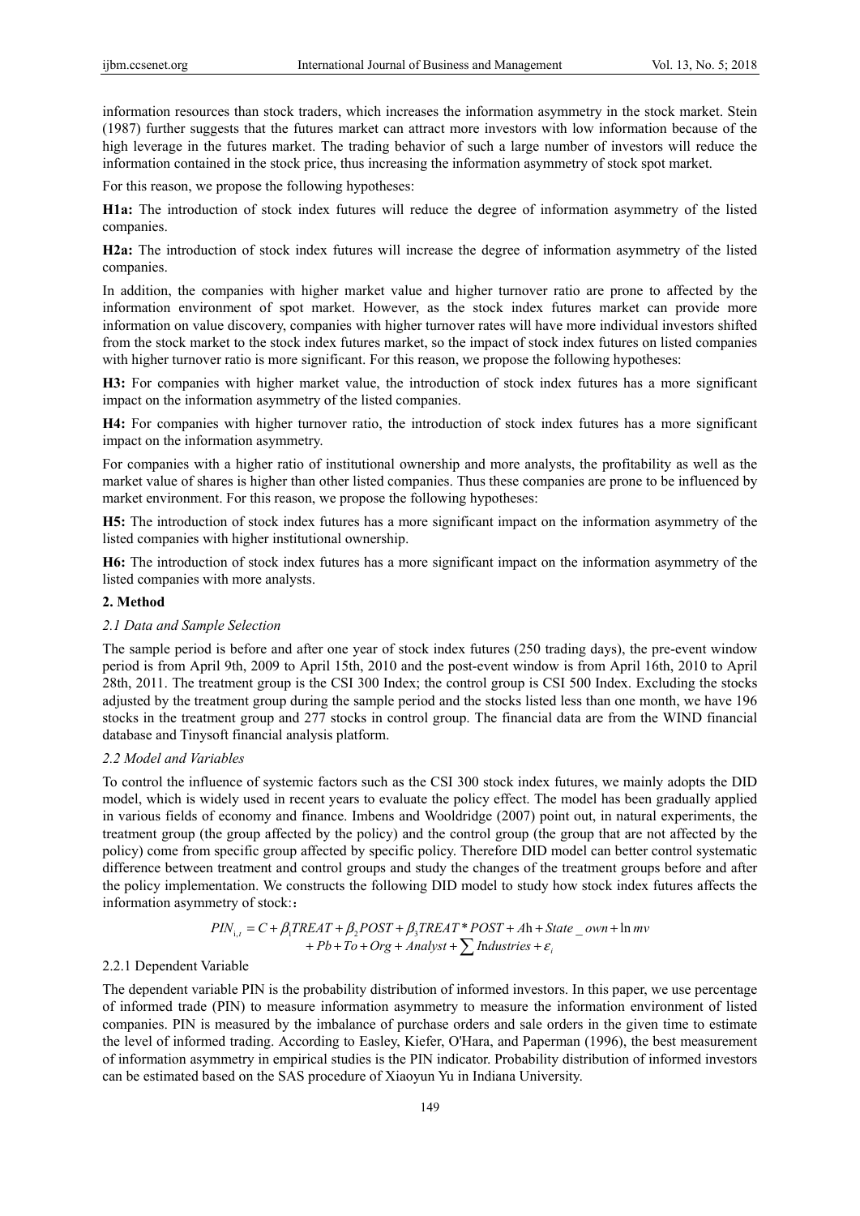information resources than stock traders, which increases the information asymmetry in the stock market. Stein (1987) further suggests that the futures market can attract more investors with low information because of the high leverage in the futures market. The trading behavior of such a large number of investors will reduce the information contained in the stock price, thus increasing the information asymmetry of stock spot market.

For this reason, we propose the following hypotheses:

**H1a:** The introduction of stock index futures will reduce the degree of information asymmetry of the listed companies.

**H2a:** The introduction of stock index futures will increase the degree of information asymmetry of the listed companies.

In addition, the companies with higher market value and higher turnover ratio are prone to affected by the information environment of spot market. However, as the stock index futures market can provide more information on value discovery, companies with higher turnover rates will have more individual investors shifted from the stock market to the stock index futures market, so the impact of stock index futures on listed companies with higher turnover ratio is more significant. For this reason, we propose the following hypotheses:

**H3:** For companies with higher market value, the introduction of stock index futures has a more significant impact on the information asymmetry of the listed companies.

**H4:** For companies with higher turnover ratio, the introduction of stock index futures has a more significant impact on the information asymmetry.

For companies with a higher ratio of institutional ownership and more analysts, the profitability as well as the market value of shares is higher than other listed companies. Thus these companies are prone to be influenced by market environment. For this reason, we propose the following hypotheses:

**H5:** The introduction of stock index futures has a more significant impact on the information asymmetry of the listed companies with higher institutional ownership.

**H6:** The introduction of stock index futures has a more significant impact on the information asymmetry of the listed companies with more analysts.

## 2. Method

### *2.1 Data and Sample Selection*

The sample period is before and after one year of stock index futures (250 trading days), the pre-event window period is from April 9th, 2009 to April 15th, 2010 and the post-event window is from April 16th, 2010 to April 28th, 2011. The treatment group is the CSI 300 Index; the control group is CSI 500 Index. Excluding the stocks adjusted by the treatment group during the sample period and the stocks listed less than one month, we have 196 stocks in the treatment group and 277 stocks in control group. The financial data are from the WIND financial database and Tinysoft financial analysis platform.

### *2.2 Model and Variables*

To control the influence of systemic factors such as the CSI 300 stock index futures, we mainly adopts the DID model, which is widely used in recent years to evaluate the policy effect. The model has been gradually applied in various fields of economy and finance. Imbens and Wooldridge (2007) point out, in natural experiments, the treatment group (the group affected by the policy) and the control group (the group that are not affected by the policy) come from specific group affected by specific policy. Therefore DID model can better control systematic difference between treatment and control groups and study the changes of the treatment groups before and after the policy implementation. We constructs the following DID model to study how stock index futures affects the information asymmetry of stock:：

$$PIN_{i,t} = C + \beta_1 TREAT + \beta_2 POST + \beta_3 TREAT * POST + Ah + State\_own + \ln mv + Pb + To + Org + Analyst + \sum Industries + \varepsilon_i$$

#### 2.2.1 Dependent Variable

The dependent variable PIN is the probability distribution of informed investors. In this paper, we use percentage of informed trade (PIN) to measure information asymmetry to measure the information environment of listed companies. PIN is measured by the imbalance of purchase orders and sale orders in the given time to estimate the level of informed trading. According to Easley, Kiefer, O'Hara, and Paperman (1996), the best measurement of information asymmetry in empirical studies is the PIN indicator. Probability distribution of informed investors can be estimated based on the SAS procedure of Xiaoyun Yu in Indiana University.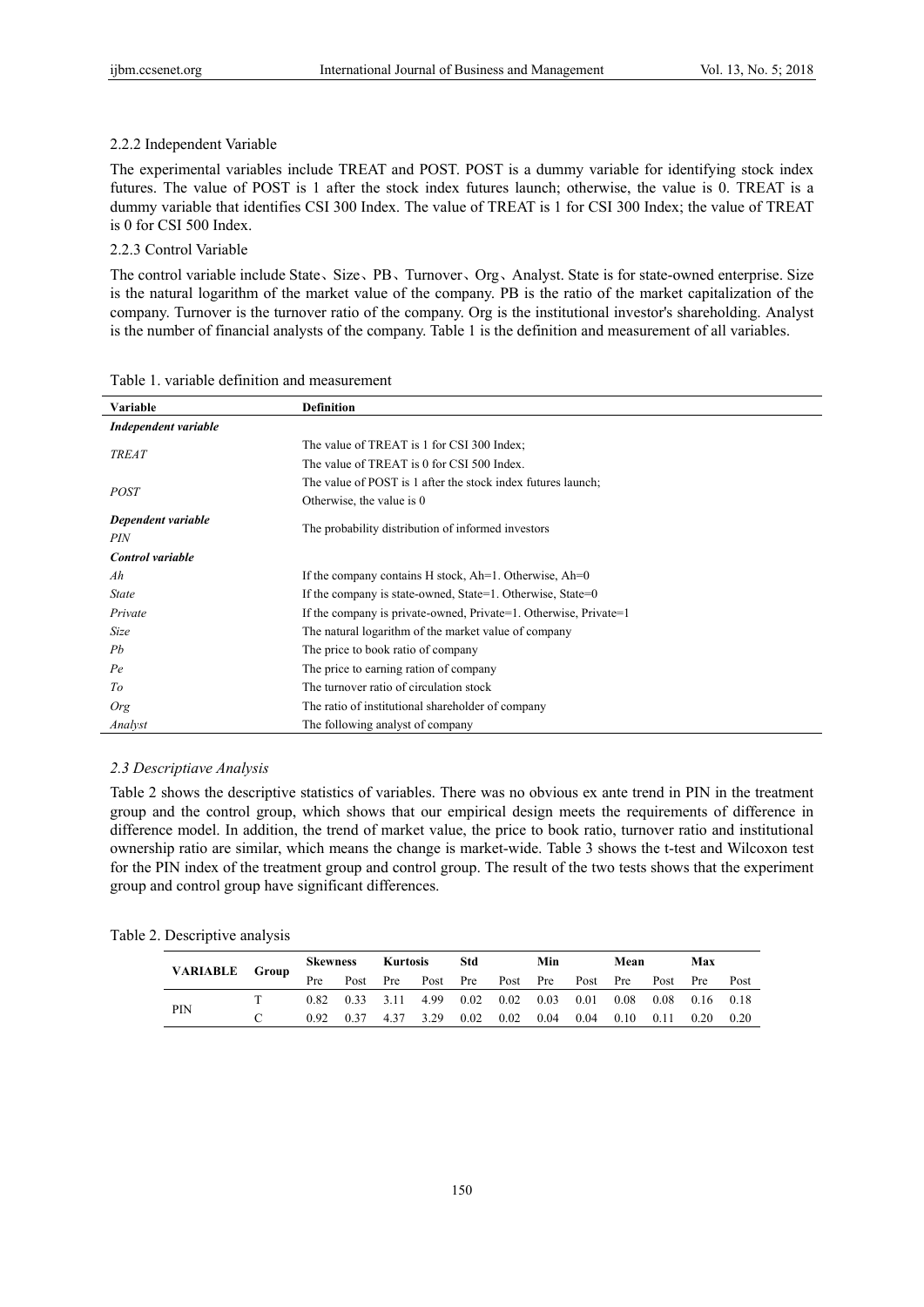2.2.2 Independent Variable

The experimental variables include TREAT and POST. POST is a dummy variable for identifying stock index futures. The value of POST is 1 after the stock index futures launch; otherwise, the value is 0. TREAT is a dummy variable that identifies CSI 300 Index. The value of TREAT is 1 for CSI 300 Index; the value of TREAT is 0 for CSI 500 Index.

2.2.3 Control Variable

The control variable include State、Size、PB、Turnover、Org、Analyst. State is for state-owned enterprise. Size is the natural logarithm of the market value of the company. PB is the ratio of the market capitalization of the company. Turnover is the turnover ratio of the company. Org is the institutional investor's shareholding. Analyst is the number of financial analysts of the company. Table 1 is the definition and measurement of all variables.

Table 1. variable definition and measurement

| Variable | Definition |
|---|---|
| ***Independent variable*** | |
| *TREAT* | The value of TREAT is 1 for CSI 300 Index;<br>The value of TREAT is 0 for CSI 500 Index. |
| *POST* | The value of POST is 1 after the stock index futures launch;<br>Otherwise, the value is 0 |
| ***Dependent variable*** | |
| *PIN* | The probability distribution of informed investors |
| ***Control variable*** | |
| *Ah* | If the company contains H stock, Ah=1. Otherwise, Ah=0 |
| *State* | If the company is state-owned, State=1. Otherwise, State=0 |
| *Private* | If the company is private-owned, Private=1. Otherwise, Private=1 |
| *Size* | The natural logarithm of the market value of company |
| *Pb* | The price to book ratio of company |
| *Pe* | The price to earning ration of company |
| *To* | The turnover ratio of circulation stock |
| *Org* | The ratio of institutional shareholder of company |
| *Analyst* | The following analyst of company |

### *2.3 Descriptiave Analysis*

Table 2 shows the descriptive statistics of variables. There was no obvious ex ante trend in PIN in the treatment group and the control group, which shows that our empirical design meets the requirements of difference in difference model. In addition, the trend of market value, the price to book ratio, turnover ratio and institutional ownership ratio are similar, which means the change is market-wide. Table 3 shows the t-test and Wilcoxon test for the PIN index of the treatment group and control group. The result of the two tests shows that the experiment group and control group have significant differences.

Table 2. Descriptive analysis

| VARIABLE | Group | Skewness | | Kurtosis | | Std | | Min | | Mean | | Max | |
|---|---|---|---|---|---|---|---|---|---|---|---|---|---|
| | | Pre | Post | Pre | Post | Pre | Post | Pre | Post | Pre | Post | Pre | Post |
| PIN | T | 0.82 | 0.33 | 3.11 | 4.99 | 0.02 | 0.02 | 0.03 | 0.01 | 0.08 | 0.08 | 0.16 | 0.18 |
| | C | 0.92 | 0.37 | 4.37 | 3.29 | 0.02 | 0.02 | 0.04 | 0.04 | 0.10 | 0.11 | 0.20 | 0.20 |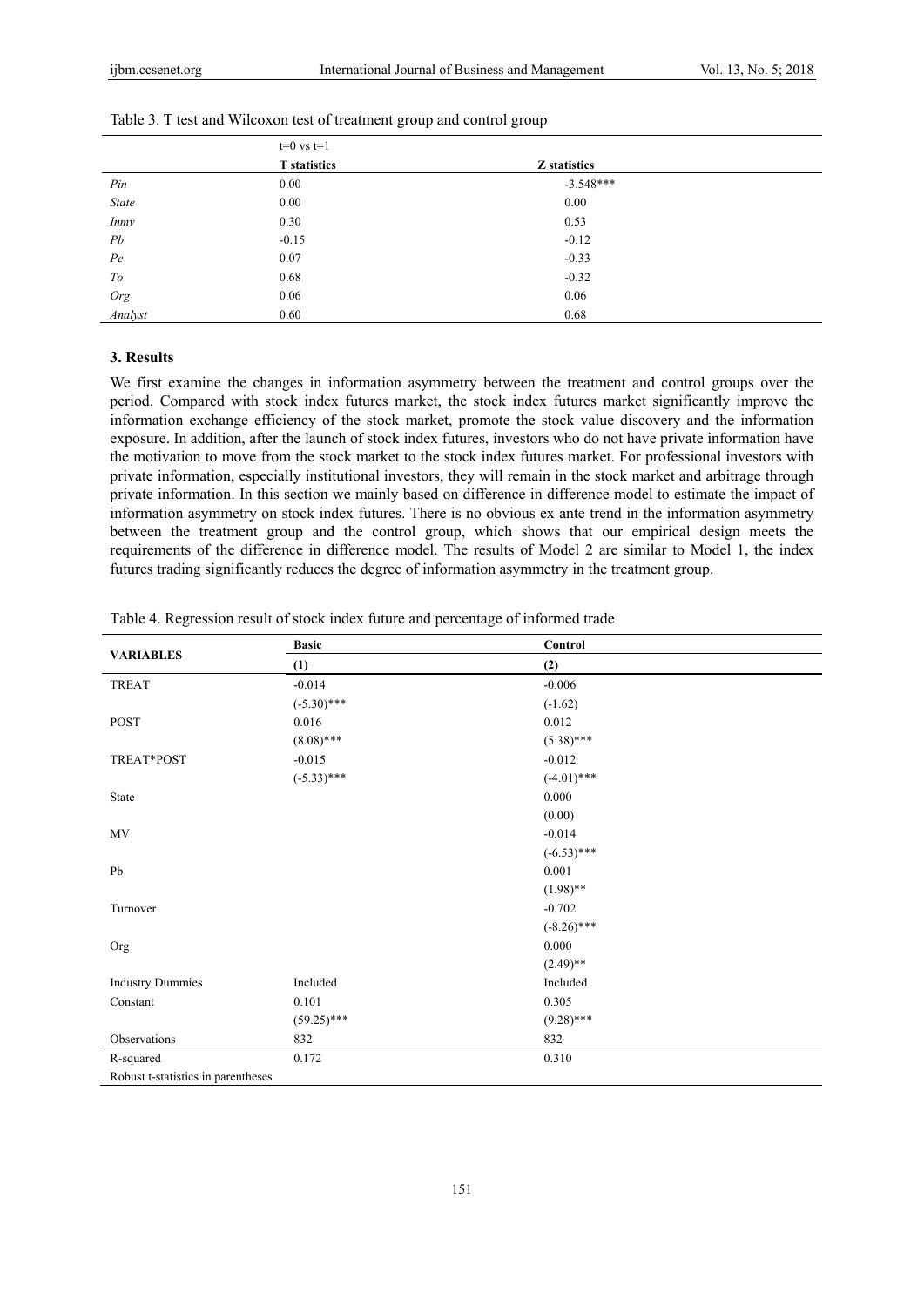Table 3. T test and Wilcoxon test of treatment group and control group

| | t=0 vs t=1 | |
|---|---|---|
| | **T statistics** | **Z statistics** |
| *Pin* | 0.00 | -3.548*** |
| *State* | 0.00 | 0.00 |
| *lnmv* | 0.30 | 0.53 |
| *Pb* | -0.15 | -0.12 |
| *Pe* | 0.07 | -0.33 |
| *To* | 0.68 | -0.32 |
| *Org* | 0.06 | 0.06 |
| *Analyst* | 0.60 | 0.68 |

## 3. Results

We first examine the changes in information asymmetry between the treatment and control groups over the period. Compared with stock index futures market, the stock index futures market significantly improve the information exchange efficiency of the stock market, promote the stock value discovery and the information exposure. In addition, after the launch of stock index futures, investors who do not have private information have the motivation to move from the stock market to the stock index futures market. For professional investors with private information, especially institutional investors, they will remain in the stock market and arbitrage through private information. In this section we mainly based on difference in difference model to estimate the impact of information asymmetry on stock index futures. There is no obvious ex ante trend in the information asymmetry between the treatment group and the control group, which shows that our empirical design meets the requirements of the difference in difference model. The results of Model 2 are similar to Model 1, the index futures trading significantly reduces the degree of information asymmetry in the treatment group.

Table 4. Regression result of stock index future and percentage of informed trade

| VARIABLES | Basic | Control |
|---|---|---|
| | **(1)** | **(2)** |
| TREAT | -0.014 | -0.006 |
| | (-5.30)*** | (-1.62) |
| POST | 0.016 | 0.012 |
| | (8.08)*** | (5.38)*** |
| TREAT*POST | -0.015 | -0.012 |
| | (-5.33)*** | (-4.01)*** |
| State | | 0.000 |
| | | (0.00) |
| MV | | -0.014 |
| | | (-6.53)*** |
| Pb | | 0.001 |
| | | (1.98)** |
| Turnover | | -0.702 |
| | | (-8.26)*** |
| Org | | 0.000 |
| | | (2.49)** |
| Industry Dummies | Included | Included |
| Constant | 0.101 | 0.305 |
| | (59.25)*** | (9.28)*** |
| Observations | 832 | 832 |
| R-squared | 0.172 | 0.310 |

Robust t-statistics in parentheses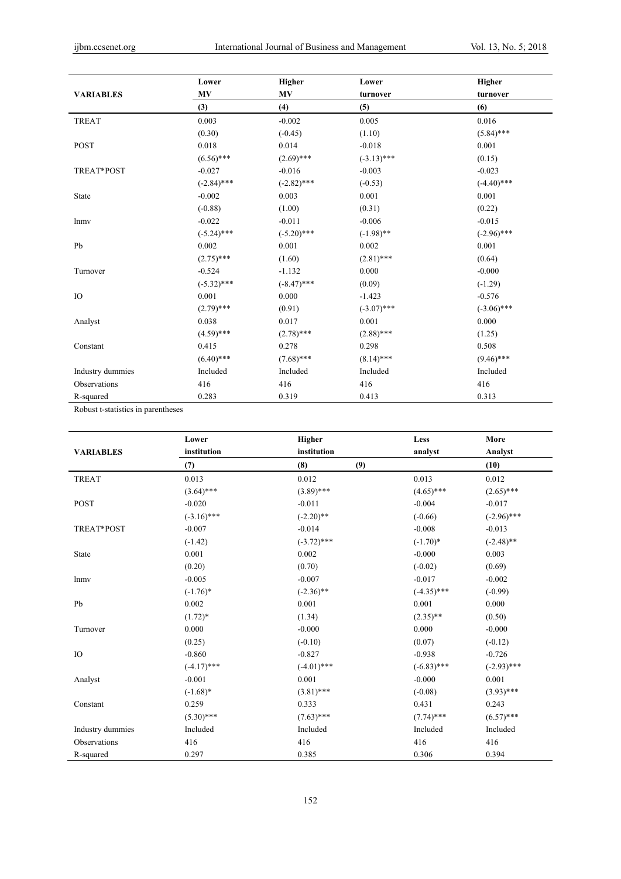| VARIABLES | Lower MV | Higher MV | Lower turnover | Higher turnover |
|---|---|---|---|---|
| | (3) | (4) | (5) | (6) |
| TREAT | 0.003 | -0.002 | 0.005 | 0.016 |
| | (0.30) | (-0.45) | (1.10) | (5.84)*** |
| POST | 0.018 | 0.014 | -0.018 | 0.001 |
| | (6.56)*** | (2.69)*** | (-3.13)*** | (0.15) |
| TREAT*POST | -0.027 | -0.016 | -0.003 | -0.023 |
| | (-2.84)*** | (-2.82)*** | (-0.53) | (-4.40)*** |
| State | -0.002 | 0.003 | 0.001 | 0.001 |
| | (-0.88) | (1.00) | (0.31) | (0.22) |
| lnmv | -0.022 | -0.011 | -0.006 | -0.015 |
| | (-5.24)*** | (-5.20)*** | (-1.98)** | (-2.96)*** |
| Pb | 0.002 | 0.001 | 0.002 | 0.001 |
| | (2.75)*** | (1.60) | (2.81)*** | (0.64) |
| Turnover | -0.524 | -1.132 | 0.000 | -0.000 |
| | (-5.32)*** | (-8.47)*** | (0.09) | (-1.29) |
| IO | 0.001 | 0.000 | -1.423 | -0.576 |
| | (2.79)*** | (0.91) | (-3.07)*** | (-3.06)*** |
| Analyst | 0.038 | 0.017 | 0.001 | 0.000 |
| | (4.59)*** | (2.78)*** | (2.88)*** | (1.25) |
| Constant | 0.415 | 0.278 | 0.298 | 0.508 |
| | (6.40)*** | (7.68)*** | (8.14)*** | (9.46)*** |
| Industry dummies | Included | Included | Included | Included |
| Observations | 416 | 416 | 416 | 416 |
| R-squared | 0.283 | 0.319 | 0.413 | 0.313 |

Robust t-statistics in parentheses

| VARIABLES | Lower institution | Higher institution | Less analyst | More Analyst |
|---|---|---|---|---|
| | (7) | (8) | (9) | (10) |
| TREAT | 0.013 | 0.012 | 0.013 | 0.012 |
| | (3.64)*** | (3.89)*** | (4.65)*** | (2.65)*** |
| POST | -0.020 | -0.011 | -0.004 | -0.017 |
| | (-3.16)*** | (-2.20)** | (-0.66) | (-2.96)*** |
| TREAT*POST | -0.007 | -0.014 | -0.008 | -0.013 |
| | (-1.42) | (-3.72)*** | (-1.70)* | (-2.48)** |
| State | 0.001 | 0.002 | -0.000 | 0.003 |
| | (0.20) | (0.70) | (-0.02) | (0.69) |
| lnmv | -0.005 | -0.007 | -0.017 | -0.002 |
| | (-1.76)* | (-2.36)** | (-4.35)*** | (-0.99) |
| Pb | 0.002 | 0.001 | 0.001 | 0.000 |
| | (1.72)* | (1.34) | (2.35)** | (0.50) |
| Turnover | 0.000 | -0.000 | 0.000 | -0.000 |
| | (0.25) | (-0.10) | (0.07) | (-0.12) |
| IO | -0.860 | -0.827 | -0.938 | -0.726 |
| | (-4.17)*** | (-4.01)*** | (-6.83)*** | (-2.93)*** |
| Analyst | -0.001 | 0.001 | -0.000 | 0.001 |
| | (-1.68)* | (3.81)*** | (-0.08) | (3.93)*** |
| Constant | 0.259 | 0.333 | 0.431 | 0.243 |
| | (5.30)*** | (7.63)*** | (7.74)*** | (6.57)*** |
| Industry dummies | Included | Included | Included | Included |
| Observations | 416 | 416 | 416 | 416 |
| R-squared | 0.297 | 0.385 | 0.306 | 0.394 |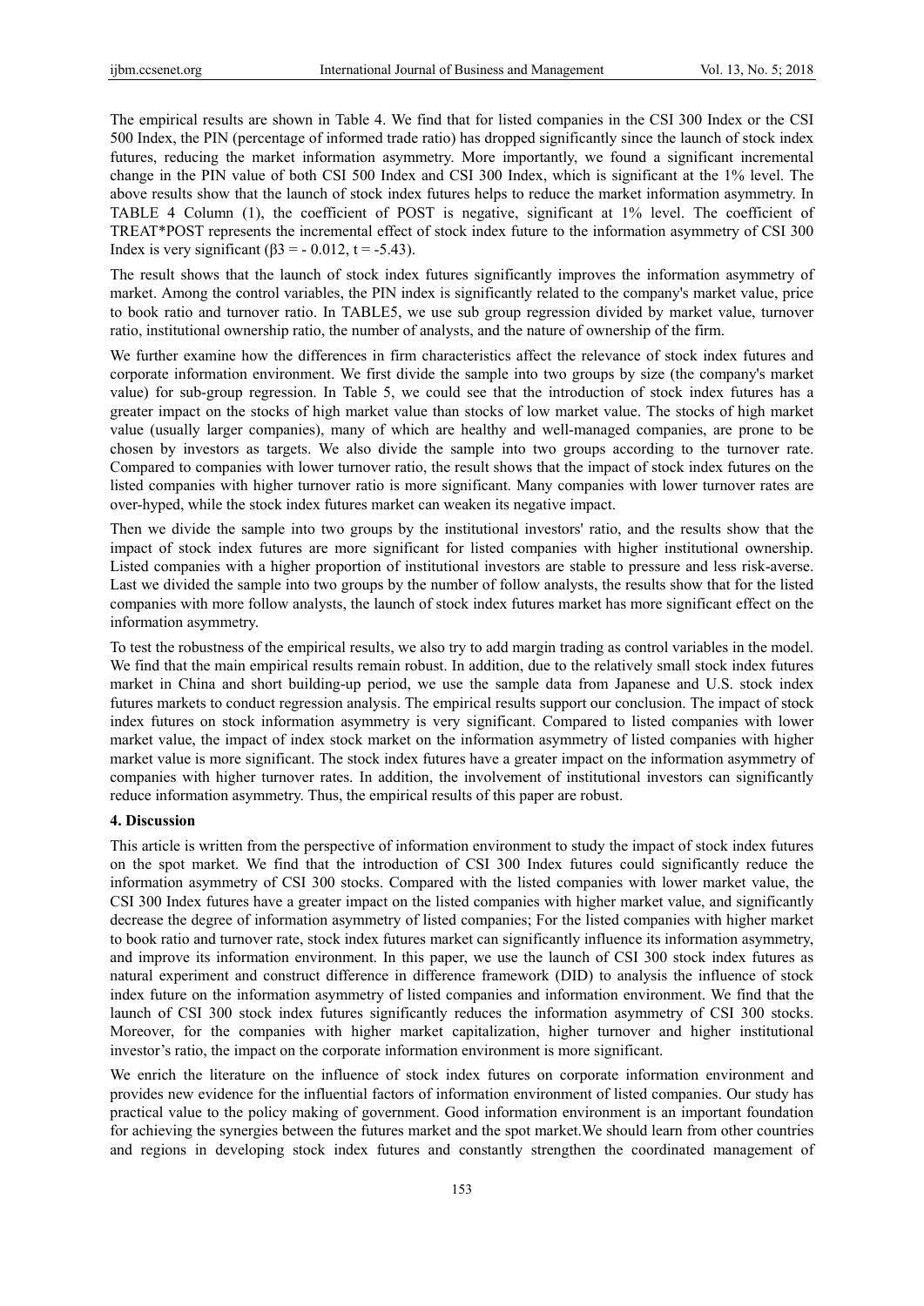The empirical results are shown in Table 4. We find that for listed companies in the CSI 300 Index or the CSI 500 Index, the PIN (percentage of informed trade ratio) has dropped significantly since the launch of stock index futures, reducing the market information asymmetry. More importantly, we found a significant incremental change in the PIN value of both CSI 500 Index and CSI 300 Index, which is significant at the 1% level. The above results show that the launch of stock index futures helps to reduce the market information asymmetry. In TABLE 4 Column (1), the coefficient of POST is negative, significant at 1% level. The coefficient of TREAT*POST represents the incremental effect of stock index future to the information asymmetry of CSI 300 Index is very significant ($\beta 3 = -0.012$, $t = -5.43$).

The result shows that the launch of stock index futures significantly improves the information asymmetry of market. Among the control variables, the PIN index is significantly related to the company's market value, price to book ratio and turnover ratio. In TABLE5, we use sub group regression divided by market value, turnover ratio, institutional ownership ratio, the number of analysts, and the nature of ownership of the firm.

We further examine how the differences in firm characteristics affect the relevance of stock index futures and corporate information environment. We first divide the sample into two groups by size (the company's market value) for sub-group regression. In Table 5, we could see that the introduction of stock index futures has a greater impact on the stocks of high market value than stocks of low market value. The stocks of high market value (usually larger companies), many of which are healthy and well-managed companies, are prone to be chosen by investors as targets. We also divide the sample into two groups according to the turnover rate. Compared to companies with lower turnover ratio, the result shows that the impact of stock index futures on the listed companies with higher turnover ratio is more significant. Many companies with lower turnover rates are over-hyped, while the stock index futures market can weaken its negative impact.

Then we divide the sample into two groups by the institutional investors' ratio, and the results show that the impact of stock index futures are more significant for listed companies with higher institutional ownership. Listed companies with a higher proportion of institutional investors are stable to pressure and less risk-averse. Last we divided the sample into two groups by the number of follow analysts, the results show that for the listed companies with more follow analysts, the launch of stock index futures market has more significant effect on the information asymmetry.

To test the robustness of the empirical results, we also try to add margin trading as control variables in the model. We find that the main empirical results remain robust. In addition, due to the relatively small stock index futures market in China and short building-up period, we use the sample data from Japanese and U.S. stock index futures markets to conduct regression analysis. The empirical results support our conclusion. The impact of stock index futures on stock information asymmetry is very significant. Compared to listed companies with lower market value, the impact of index stock market on the information asymmetry of listed companies with higher market value is more significant. The stock index futures have a greater impact on the information asymmetry of companies with higher turnover rates. In addition, the involvement of institutional investors can significantly reduce information asymmetry. Thus, the empirical results of this paper are robust.

## 4. Discussion

This article is written from the perspective of information environment to study the impact of stock index futures on the spot market. We find that the introduction of CSI 300 Index futures could significantly reduce the information asymmetry of CSI 300 stocks. Compared with the listed companies with lower market value, the CSI 300 Index futures have a greater impact on the listed companies with higher market value, and significantly decrease the degree of information asymmetry of listed companies; For the listed companies with higher market to book ratio and turnover rate, stock index futures market can significantly influence its information asymmetry, and improve its information environment. In this paper, we use the launch of CSI 300 stock index futures as natural experiment and construct difference in difference framework (DID) to analysis the influence of stock index future on the information asymmetry of listed companies and information environment. We find that the launch of CSI 300 stock index futures significantly reduces the information asymmetry of CSI 300 stocks. Moreover, for the companies with higher market capitalization, higher turnover and higher institutional investor's ratio, the impact on the corporate information environment is more significant.

We enrich the literature on the influence of stock index futures on corporate information environment and provides new evidence for the influential factors of information environment of listed companies. Our study has practical value to the policy making of government. Good information environment is an important foundation for achieving the synergies between the futures market and the spot market.We should learn from other countries and regions in developing stock index futures and constantly strengthen the coordinated management of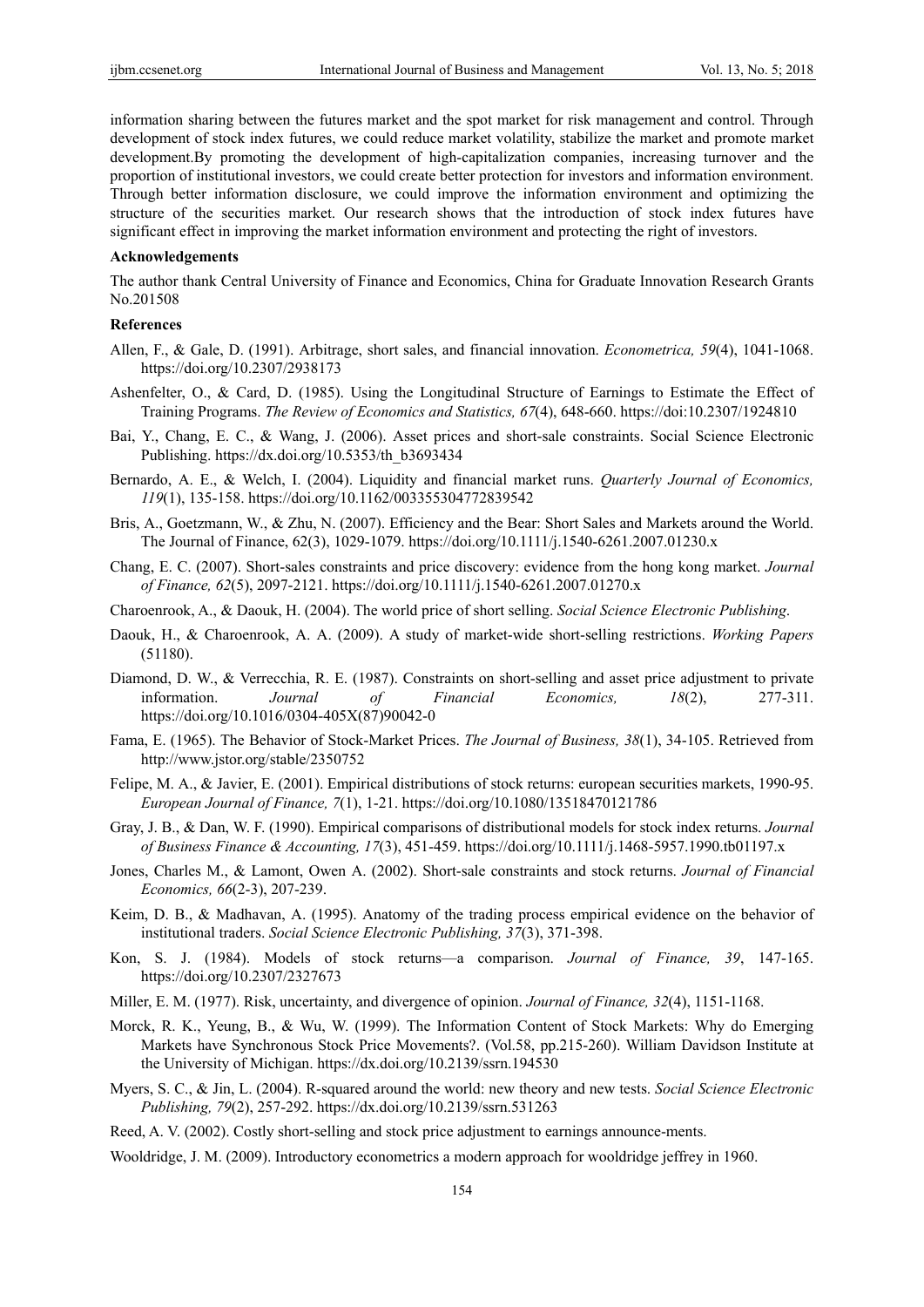information sharing between the futures market and the spot market for risk management and control. Through development of stock index futures, we could reduce market volatility, stabilize the market and promote market development.By promoting the development of high-capitalization companies, increasing turnover and the proportion of institutional investors, we could create better protection for investors and information environment. Through better information disclosure, we could improve the information environment and optimizing the structure of the securities market. Our research shows that the introduction of stock index futures have significant effect in improving the market information environment and protecting the right of investors.

**Acknowledgements**

The author thank Central University of Finance and Economics, China for Graduate Innovation Research Grants No.201508

**References**

Allen, F., & Gale, D. (1991). Arbitrage, short sales, and financial innovation. *Econometrica, 59*(4), 1041-1068. https://doi.org/10.2307/2938173

Ashenfelter, O., & Card, D. (1985). Using the Longitudinal Structure of Earnings to Estimate the Effect of Training Programs. *The Review of Economics and Statistics, 67*(4), 648-660. https://doi:10.2307/1924810

Bai, Y., Chang, E. C., & Wang, J. (2006). Asset prices and short-sale constraints. Social Science Electronic Publishing. https://dx.doi.org/10.5353/th_b3693434

Bernardo, A. E., & Welch, I. (2004). Liquidity and financial market runs. *Quarterly Journal of Economics, 119*(1), 135-158. https://doi.org/10.1162/003355304772839542

Bris, A., Goetzmann, W., & Zhu, N. (2007). Efficiency and the Bear: Short Sales and Markets around the World. The Journal of Finance, 62(3), 1029-1079. https://doi.org/10.1111/j.1540-6261.2007.01230.x

Chang, E. C. (2007). Short-sales constraints and price discovery: evidence from the hong kong market. *Journal of Finance, 62*(5), 2097-2121. https://doi.org/10.1111/j.1540-6261.2007.01270.x

Charoenrook, A., & Daouk, H. (2004). The world price of short selling. *Social Science Electronic Publishing*.

Daouk, H., & Charoenrook, A. A. (2009). A study of market-wide short-selling restrictions. *Working Papers* (51180).

Diamond, D. W., & Verrecchia, R. E. (1987). Constraints on short-selling and asset price adjustment to private information. *Journal of Financial Economics, 18*(2), 277-311. https://doi.org/10.1016/0304-405X(87)90042-0

Fama, E. (1965). The Behavior of Stock-Market Prices. *The Journal of Business, 38*(1), 34-105. Retrieved from http://www.jstor.org/stable/2350752

Felipe, M. A., & Javier, E. (2001). Empirical distributions of stock returns: european securities markets, 1990-95. *European Journal of Finance, 7*(1), 1-21. https://doi.org/10.1080/13518470121786

Gray, J. B., & Dan, W. F. (1990). Empirical comparisons of distributional models for stock index returns. *Journal of Business Finance & Accounting, 17*(3), 451-459. https://doi.org/10.1111/j.1468-5957.1990.tb01197.x

Jones, Charles M., & Lamont, Owen A. (2002). Short-sale constraints and stock returns. *Journal of Financial Economics, 66*(2-3), 207-239.

Keim, D. B., & Madhavan, A. (1995). Anatomy of the trading process empirical evidence on the behavior of institutional traders. *Social Science Electronic Publishing, 37*(3), 371-398.

Kon, S. J. (1984). Models of stock returns—a comparison. *Journal of Finance, 39*, 147-165. https://doi.org/10.2307/2327673

Miller, E. M. (1977). Risk, uncertainty, and divergence of opinion. *Journal of Finance, 32*(4), 1151-1168.

Morck, R. K., Yeung, B., & Wu, W. (1999). The Information Content of Stock Markets: Why do Emerging Markets have Synchronous Stock Price Movements?. (Vol.58, pp.215-260). William Davidson Institute at the University of Michigan. https://dx.doi.org/10.2139/ssrn.194530

Myers, S. C., & Jin, L. (2004). R-squared around the world: new theory and new tests. *Social Science Electronic Publishing, 79*(2), 257-292. https://dx.doi.org/10.2139/ssrn.531263

Reed, A. V. (2002). Costly short-selling and stock price adjustment to earnings announce-ments.

Wooldridge, J. M. (2009). Introductory econometrics a modern approach for wooldridge jeffrey in 1960.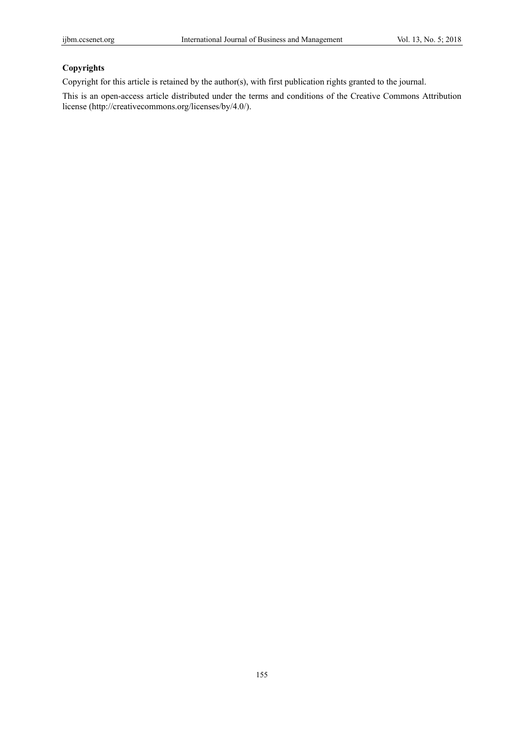### Copyrights

Copyright for this article is retained by the author(s), with first publication rights granted to the journal.

This is an open-access article distributed under the terms and conditions of the Creative Commons Attribution license (http://creativecommons.org/licenses/by/4.0/).